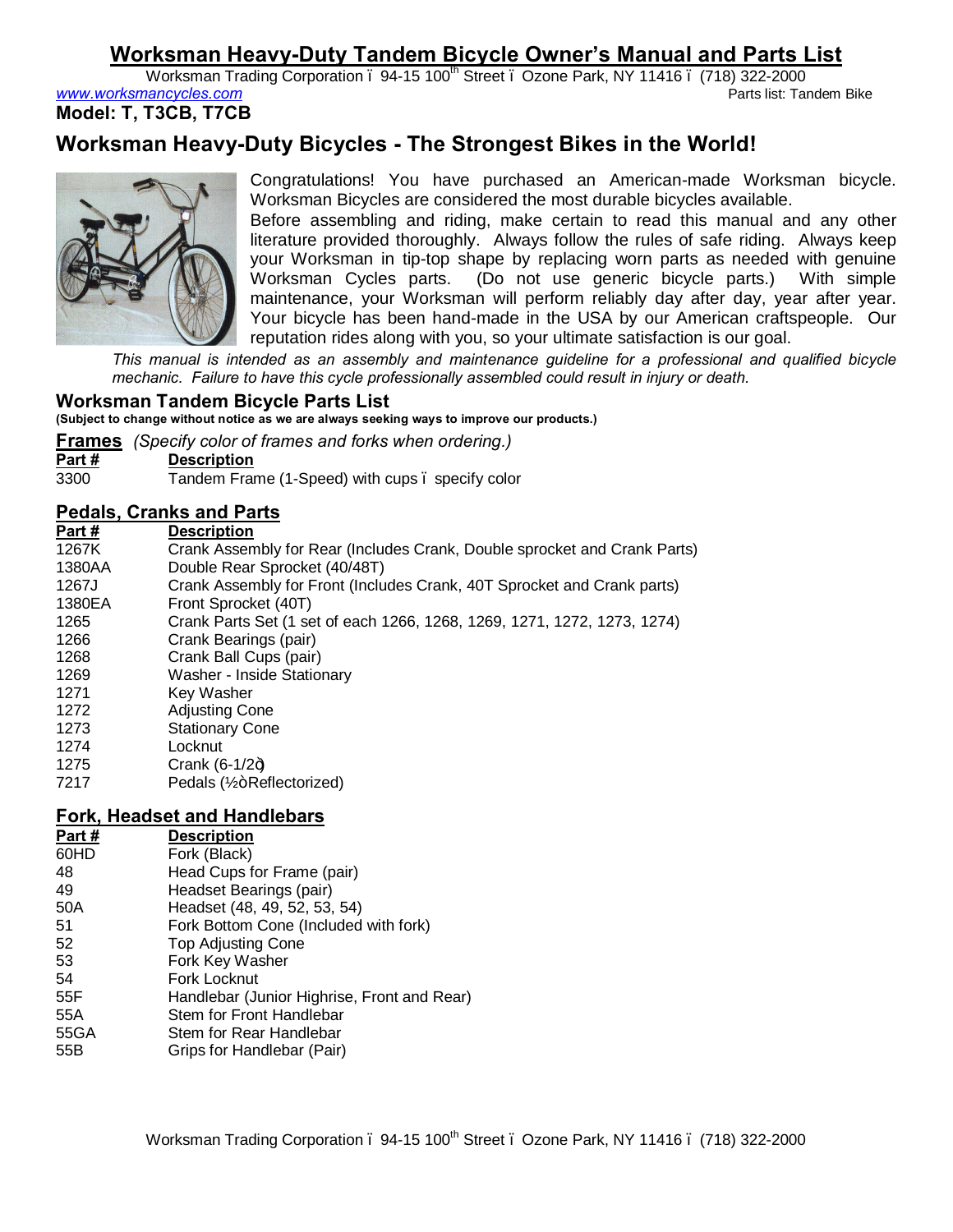# Worksman Heavy-Duty Tandem Bicycle Owner's Manual and Parts List

Worksman Trading Corporation – 94-15 100th Street – Ozone Park, NY 11416 – (718) 322-2000

www.worksmancycles.com

Parts list: Tandem Bike

**Model: T, T3CB, T7CB**

## Worksman Heavy-Duty Bicycles - The Strongest Bikes in the World!

Congratulations! You have purchased an American-made Worksman bicycle. Worksman Bicycles are considered the most durable bicycles available.

Before assembling and riding, make certain to read this manual and any other literature provided thoroughly. Always follow the rules of safe riding. Always keep your Worksman in tip-top shape by replacing worn parts as needed with genuine Worksman Cycles parts. (Do not use generic bicycle parts.) With simple maintenance, your Worksman will perform reliably day after day, year after year. Your bicycle has been hand-made in the USA by our American craftspeople. Our reputation rides along with you, so your ultimate satisfaction is our goal.

*This manual is intended as an assembly and maintenance guideline for a professional and qualified bicycle mechanic. Failure to have this cycle professionally assembled could result in injury or death.*

### Worksman Tandem Bicycle Parts List

**(Subject to change without notice as we are always seeking ways to improve our products.)**

**Frames** *(Specify color of frames and forks when ordering.)*

| Part # | Description |
|---|---|
| 3300 | Tandem Frame (1-Speed) with cups – specify color |

**Pedals, Cranks and Parts**

| Part # | Description |
|---|---|
| 1267K | Crank Assembly for Rear (Includes Crank, Double sprocket and Crank Parts) |
| 1380AA | Double Rear Sprocket (40/48T) |
| 1267J | Crank Assembly for Front (Includes Crank, 40T Sprocket and Crank parts) |
| 1380EA | Front Sprocket (40T) |
| 1265 | Crank Parts Set (1 set of each 1266, 1268, 1269, 1271, 1272, 1273, 1274) |
| 1266 | Crank Bearings (pair) |
| 1268 | Crank Ball Cups (pair) |
| 1269 | Washer - Inside Stationary |
| 1271 | Key Washer |
| 1272 | Adjusting Cone |
| 1273 | Stationary Cone |
| 1274 | Locknut |
| 1275 | Crank (6-1/2") |
| 7217 | Pedals (½" Reflectorized) |

**Fork, Headset and Handlebars**

| Part # | Description |
|---|---|
| 60HD | Fork (Black) |
| 48 | Head Cups for Frame (pair) |
| 49 | Headset Bearings (pair) |
| 50A | Headset (48, 49, 52, 53, 54) |
| 51 | Fork Bottom Cone (Included with fork) |
| 52 | Top Adjusting Cone |
| 53 | Fork Key Washer |
| 54 | Fork Locknut |
| 55F | Handlebar (Junior Highrise, Front and Rear) |
| 55A | Stem for Front Handlebar |
| 55GA | Stem for Rear Handlebar |
| 55B | Grips for Handlebar (Pair) |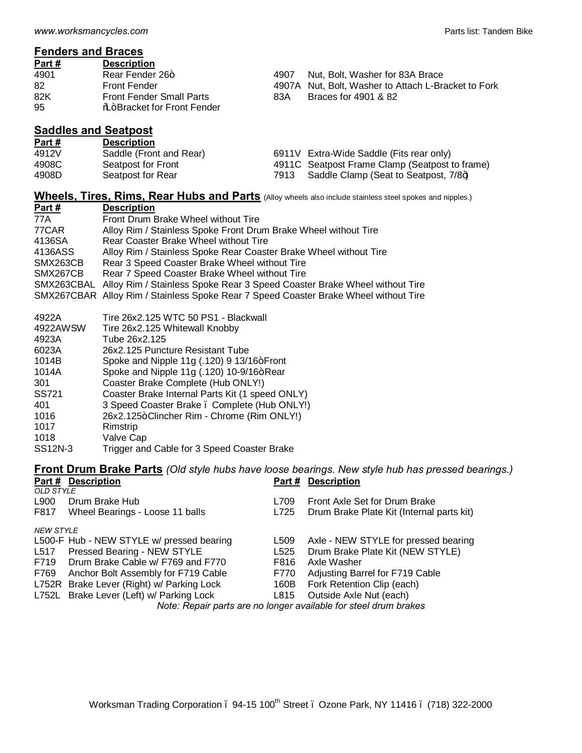## Fenders and Braces

| Part # | Description | Part # | Description |
| --- | --- | --- | --- |
| 4901 | Rear Fender 26" | 4907 | Nut, Bolt, Washer for 83A Brace |
| 82 | Front Fender | 4907A | Nut, Bolt, Washer to Attach L-Bracket to Fork |
| 82K | Front Fender Small Parts | 83A | Braces for 4901 & 82 |
| 95 | "L" Bracket for Front Fender | | |

## Saddles and Seatpost

| Part # | Description | Part # | Description |
| --- | --- | --- | --- |
| 4912V | Saddle (Front and Rear) | 6911V | Extra-Wide Saddle (Fits rear only) |
| 4908C | Seatpost for Front | 4911C | Seatpost Frame Clamp (Seatpost to frame) |
| 4908D | Seatpost for Rear | 7913 | Saddle Clamp (Seat to Seatpost, 7/8") |

## Wheels, Tires, Rims, Rear Hubs and Parts (Alloy wheels also include stainless steel spokes and nipples.)

| Part # | Description |
| --- | --- |
| 77A | Front Drum Brake Wheel without Tire |
| 77CAR | Alloy Rim / Stainless Spoke Front Drum Brake Wheel without Tire |
| 4136SA | Rear Coaster Brake Wheel without Tire |
| 4136ASS | Alloy Rim / Stainless Spoke Rear Coaster Brake Wheel without Tire |
| SMX263CB | Rear 3 Speed Coaster Brake Wheel without Tire |
| SMX267CB | Rear 7 Speed Coaster Brake Wheel without Tire |
| SMX263CBAL | Alloy Rim / Stainless Spoke Rear 3 Speed Coaster Brake Wheel without Tire |
| SMX267CBAR | Alloy Rim / Stainless Spoke Rear 7 Speed Coaster Brake Wheel without Tire |
| 4922A | Tire 26x2.125 WTC 50 PS1 - Blackwall |
| 4922AWSW | Tire 26x2.125 Whitewall Knobby |
| 4923A | Tube 26x2.125 |
| 6023A | 26x2.125 Puncture Resistant Tube |
| 1014B | Spoke and Nipple 11g (.120) 9 13/16" Front |
| 1014A | Spoke and Nipple 11g (.120) 10-9/16" Rear |
| 301 | Coaster Brake Complete (Hub ONLY!) |
| SS721 | Coaster Brake Internal Parts Kit (1 speed ONLY) |
| 401 | 3 Speed Coaster Brake – Complete (Hub ONLY!) |
| 1016 | 26x2.125" Clincher Rim - Chrome (Rim ONLY!) |
| 1017 | Rimstrip |
| 1018 | Valve Cap |
| SS12N-3 | Trigger and Cable for 3 Speed Coaster Brake |

## Front Drum Brake Parts *(Old style hubs have loose bearings. New style hub has pressed bearings.)*

| Part # | Description | Part # | Description |
| --- | --- | --- | --- |
| *OLD STYLE* | | | |
| L900 | Drum Brake Hub | L709 | Front Axle Set for Drum Brake |
| F817 | Wheel Bearings - Loose 11 balls | L725 | Drum Brake Plate Kit (Internal parts kit) |
| *NEW STYLE* | | | |
| L500-F | Hub - NEW STYLE w/ pressed bearing | L509 | Axle - NEW STYLE for pressed bearing |
| L517 | Pressed Bearing - NEW STYLE | L525 | Drum Brake Plate Kit (NEW STYLE) |
| F719 | Drum Brake Cable w/ F769 and F770 | F816 | Axle Washer |
| F769 | Anchor Bolt Assembly for F719 Cable | F770 | Adjusting Barrel for F719 Cable |
| L752R | Brake Lever (Right) w/ Parking Lock | 160B | Fork Retention Clip (each) |
| L752L | Brake Lever (Left) w/ Parking Lock | L815 | Outside Axle Nut (each) |

*Note: Repair parts are no longer available for steel drum brakes*

Worksman Trading Corporation – 94-15 100th Street – Ozone Park, NY 11416 – (718) 322-2000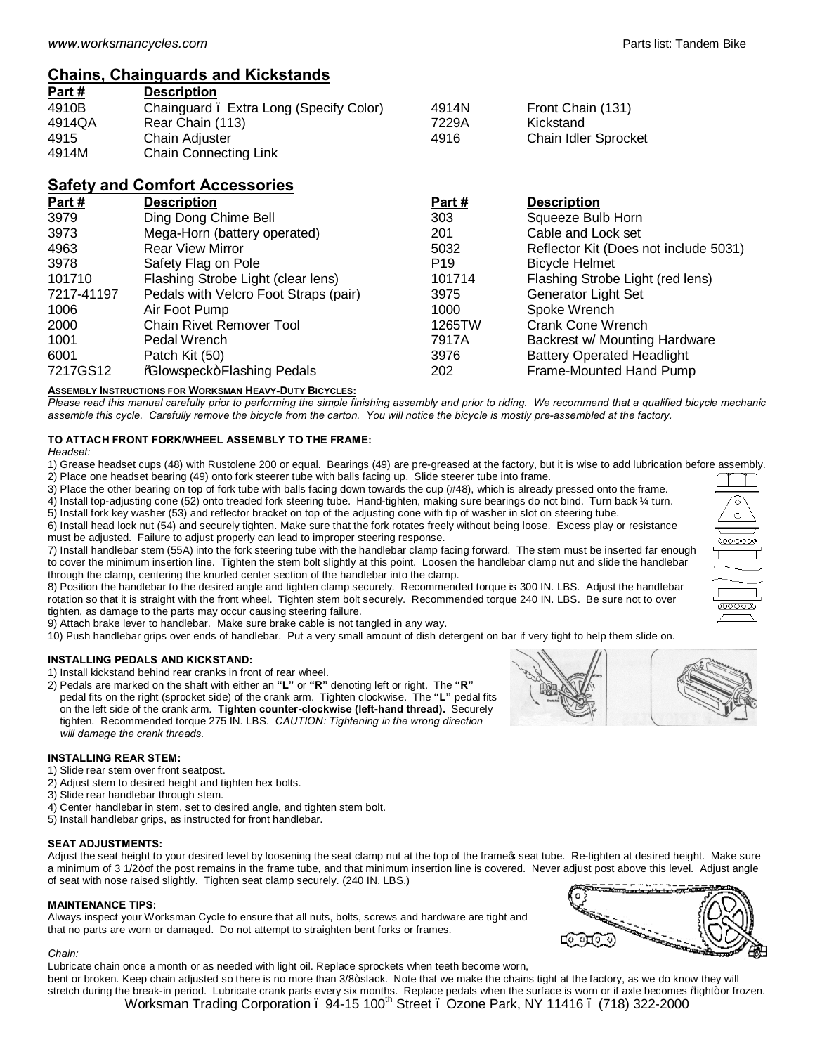## Chains, Chainguards and Kickstands

| Part # | Description | Part # | Description |
|---|---|---|---|
| 4910B | Chainguard – Extra Long (Specify Color) | 4914N | Front Chain (131) |
| 4914QA | Rear Chain (113) | 7229A | Kickstand |
| 4915 | Chain Adjuster | 4916 | Chain Idler Sprocket |
| 4914M | Chain Connecting Link | | |

## Safety and Comfort Accessories

| Part # | Description | Part # | Description |
|---|---|---|---|
| 3979 | Ding Dong Chime Bell | 303 | Squeeze Bulb Horn |
| 3973 | Mega-Horn (battery operated) | 201 | Cable and Lock set |
| 4963 | Rear View Mirror | 5032 | Reflector Kit (Does not include 5031) |
| 3978 | Safety Flag on Pole | P19 | Bicycle Helmet |
| 101710 | Flashing Strobe Light (clear lens) | 101714 | Flashing Strobe Light (red lens) |
| 7217-41197 | Pedals with Velcro Foot Straps (pair) | 3975 | Generator Light Set |
| 1006 | Air Foot Pump | 1000 | Spoke Wrench |
| 2000 | Chain Rivet Remover Tool | 1265TW | Crank Cone Wrench |
| 1001 | Pedal Wrench | 7917A | Backrest w/ Mounting Hardware |
| 6001 | Patch Kit (50) | 3976 | Battery Operated Headlight |
| 7217GS12 | "Glowspeck" Flashing Pedals | 202 | Frame-Mounted Hand Pump |

**ASSEMBLY INSTRUCTIONS FOR WORKSMAN HEAVY-DUTY BICYCLES:**

*Please read this manual carefully prior to performing the simple finishing assembly and prior to riding. We recommend that a qualified bicycle mechanic assemble this cycle. Carefully remove the bicycle from the carton. You will notice the bicycle is mostly pre-assembled at the factory.*

**TO ATTACH FRONT FORK/WHEEL ASSEMBLY TO THE FRAME:**

*Headset:*

1) Grease headset cups (48) with Rustolene 200 or equal. Bearings (49) are pre-greased at the factory, but it is wise to add lubrication before assembly.
2) Place one headset bearing (49) onto fork steerer tube with balls facing up. Slide steerer tube into frame.
3) Place the other bearing on top of fork tube with balls facing down towards the cup (#48), which is already pressed onto the frame.
4) Install top-adjusting cone (52) onto treaded fork steering tube. Hand-tighten, making sure bearings do not bind. Turn back ¼ turn.
5) Install fork key washer (53) and reflector bracket on top of the adjusting cone with tip of washer in slot on steering tube.
6) Install head lock nut (54) and securely tighten. Make sure that the fork rotates freely without being loose. Excess play or resistance must be adjusted. Failure to adjust properly can lead to improper steering response.
7) Install handlebar stem (55A) into the fork steering tube with the handlebar clamp facing forward. The stem must be inserted far enough to cover the minimum insertion line. Tighten the stem bolt slightly at this point. Loosen the handlebar clamp nut and slide the handlebar through the clamp, centering the knurled center section of the handlebar into the clamp.
8) Position the handlebar to the desired angle and tighten clamp securely. Recommended torque is 300 IN. LBS. Adjust the handlebar rotation so that it is straight with the front wheel. Tighten stem bolt securely. Recommended torque 240 IN. LBS. Be sure not to over tighten, as damage to the parts may occur causing steering failure.
9) Attach brake lever to handlebar. Make sure brake cable is not tangled in any way.
10) Push handlebar grips over ends of handlebar. Put a very small amount of dish detergent on bar if very tight to help them slide on.

**INSTALLING PEDALS AND KICKSTAND:**

1) Install kickstand behind rear cranks in front of rear wheel.
2) Pedals are marked on the shaft with either an **"L"** or **"R"** denoting left or right. The **"R"** pedal fits on the right (sprocket side) of the crank arm. Tighten clockwise. The **"L"** pedal fits on the left side of the crank arm. **Tighten counter-clockwise (left-hand thread).** Securely tighten. Recommended torque 275 IN. LBS. *CAUTION: Tightening in the wrong direction will damage the crank threads.*

**INSTALLING REAR STEM:**

1) Slide rear stem over front seatpost.
2) Adjust stem to desired height and tighten hex bolts.
3) Slide rear handlebar through stem.
4) Center handlebar in stem, set to desired angle, and tighten stem bolt.
5) Install handlebar grips, as instructed for front handlebar.

**SEAT ADJUSTMENTS:**

Adjust the seat height to your desired level by loosening the seat clamp nut at the top of the frame's seat tube. Re-tighten at desired height. Make sure a minimum of 3 1/2" of the post remains in the frame tube, and that minimum insertion line is covered. Never adjust post above this level. Adjust angle of seat with nose raised slightly. Tighten seat clamp securely. (240 IN. LBS.)

**MAINTENANCE TIPS:**

Always inspect your Worksman Cycle to ensure that all nuts, bolts, screws and hardware are tight and that no parts are worn or damaged. Do not attempt to straighten bent forks or frames.

*Chain:*

Lubricate chain once a month or as needed with light oil. Replace sprockets when teeth become worn, bent or broken. Keep chain adjusted so there is no more than 3/8" slack. Note that we make the chains tight at the factory, as we do know they will stretch during the break-in period. Lubricate crank parts every six months. Replace pedals when the surface is worn or if axle becomes "tight" or frozen.

Worksman Trading Corporation – 94-15 100th Street – Ozone Park, NY 11416 – (718) 322-2000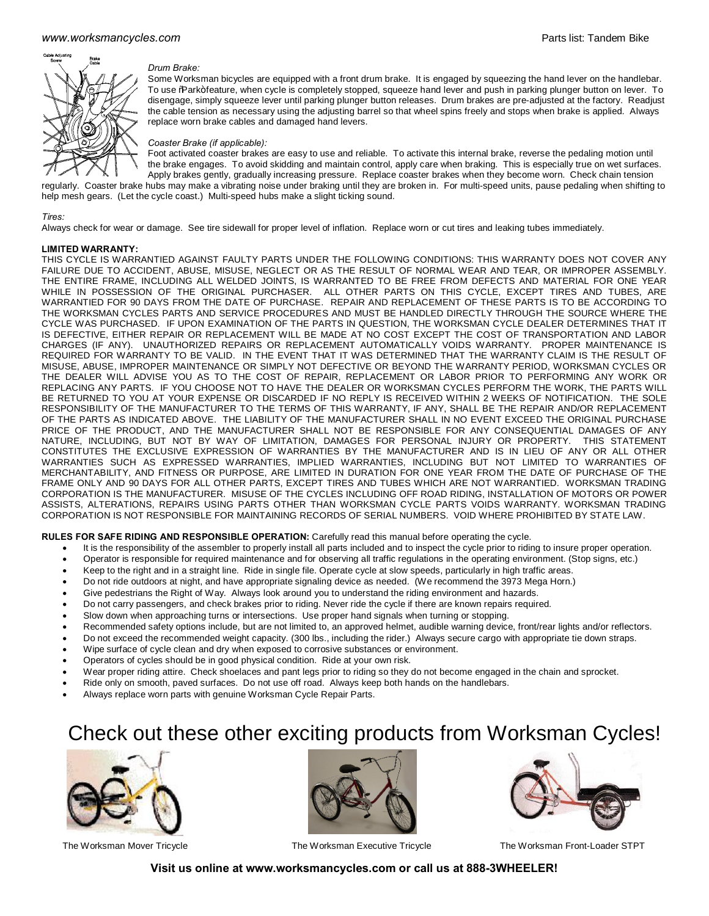*Drum Brake:*

Some Worksman bicycles are equipped with a front drum brake. It is engaged by squeezing the hand lever on the handlebar. To use "Park" feature, when cycle is completely stopped, squeeze hand lever and push in parking plunger button on lever. To disengage, simply squeeze lever until parking plunger button releases. Drum brakes are pre-adjusted at the factory. Readjust the cable tension as necessary using the adjusting barrel so that wheel spins freely and stops when brake is applied. Always replace worn brake cables and damaged hand levers.

*Coaster Brake (if applicable):*

Foot activated coaster brakes are easy to use and reliable. To activate this internal brake, reverse the pedaling motion until the brake engages. To avoid skidding and maintain control, apply care when braking. This is especially true on wet surfaces. Apply brakes gently, gradually increasing pressure. Replace coaster brakes when they become worn. Check chain tension regularly. Coaster brake hubs may make a vibrating noise under braking until they are broken in. For multi-speed units, pause pedaling when shifting to help mesh gears. (Let the cycle coast.) Multi-speed hubs make a slight ticking sound.

*Tires:*

Always check for wear or damage. See tire sidewall for proper level of inflation. Replace worn or cut tires and leaking tubes immediately.

**LIMITED WARRANTY:**

THIS CYCLE IS WARRANTIED AGAINST FAULTY PARTS UNDER THE FOLLOWING CONDITIONS: THIS WARRANTY DOES NOT COVER ANY FAILURE DUE TO ACCIDENT, ABUSE, MISUSE, NEGLECT OR AS THE RESULT OF NORMAL WEAR AND TEAR, OR IMPROPER ASSEMBLY. THE ENTIRE FRAME, INCLUDING ALL WELDED JOINTS, IS WARRANTED TO BE FREE FROM DEFECTS AND MATERIAL FOR ONE YEAR WHILE IN POSSESSION OF THE ORIGINAL PURCHASER. ALL OTHER PARTS ON THIS CYCLE, EXCEPT TIRES AND TUBES, ARE WARRANTIED FOR 90 DAYS FROM THE DATE OF PURCHASE. REPAIR AND REPLACEMENT OF THESE PARTS IS TO BE ACCORDING TO THE WORKSMAN CYCLES PARTS AND SERVICE PROCEDURES AND MUST BE HANDLED DIRECTLY THROUGH THE SOURCE WHERE THE CYCLE WAS PURCHASED. IF UPON EXAMINATION OF THE PARTS IN QUESTION, THE WORKSMAN CYCLE DEALER DETERMINES THAT IT IS DEFECTIVE, EITHER REPAIR OR REPLACEMENT WILL BE MADE AT NO COST EXCEPT THE COST OF TRANSPORTATION AND LABOR CHARGES (IF ANY). UNAUTHORIZED REPAIRS OR REPLACEMENT AUTOMATICALLY VOIDS WARRANTY. PROPER MAINTENANCE IS REQUIRED FOR WARRANTY TO BE VALID. IN THE EVENT THAT IT WAS DETERMINED THAT THE WARRANTY CLAIM IS THE RESULT OF MISUSE, ABUSE, IMPROPER MAINTENANCE OR SIMPLY NOT DEFECTIVE OR BEYOND THE WARRANTY PERIOD, WORKSMAN CYCLES OR THE DEALER WILL ADVISE YOU AS TO THE COST OF REPAIR, REPLACEMENT OR LABOR PRIOR TO PERFORMING ANY WORK OR REPLACING ANY PARTS. IF YOU CHOOSE NOT TO HAVE THE DEALER OR WORKSMAN CYCLES PERFORM THE WORK, THE PARTS WILL BE RETURNED TO YOU AT YOUR EXPENSE OR DISCARDED IF NO REPLY IS RECEIVED WITHIN 2 WEEKS OF NOTIFICATION. THE SOLE RESPONSIBILITY OF THE MANUFACTURER TO THE TERMS OF THIS WARRANTY, IF ANY, SHALL BE THE REPAIR AND/OR REPLACEMENT OF THE PARTS AS INDICATED ABOVE. THE LIABILITY OF THE MANUFACTURER SHALL IN NO EVENT EXCEED THE ORIGINAL PURCHASE PRICE OF THE PRODUCT, AND THE MANUFACTURER SHALL NOT BE RESPONSIBLE FOR ANY CONSEQUENTIAL DAMAGES OF ANY NATURE, INCLUDING, BUT NOT BY WAY OF LIMITATION, DAMAGES FOR PERSONAL INJURY OR PROPERTY. THIS STATEMENT CONSTITUTES THE EXCLUSIVE EXPRESSION OF WARRANTIES BY THE MANUFACTURER AND IS IN LIEU OF ANY OR ALL OTHER WARRANTIES SUCH AS EXPRESSED WARRANTIES, IMPLIED WARRANTIES, INCLUDING BUT NOT LIMITED TO WARRANTIES OF MERCHANTABILITY, AND FITNESS OR PURPOSE, ARE LIMITED IN DURATION FOR ONE YEAR FROM THE DATE OF PURCHASE OF THE FRAME ONLY AND 90 DAYS FOR ALL OTHER PARTS, EXCEPT TIRES AND TUBES WHICH ARE NOT WARRANTIED. WORKSMAN TRADING CORPORATION IS THE MANUFACTURER. MISUSE OF THE CYCLES INCLUDING OFF ROAD RIDING, INSTALLATION OF MOTORS OR POWER ASSISTS, ALTERATIONS, REPAIRS USING PARTS OTHER THAN WORKSMAN CYCLE PARTS VOIDS WARRANTY. WORKSMAN TRADING CORPORATION IS NOT RESPONSIBLE FOR MAINTAINING RECORDS OF SERIAL NUMBERS. VOID WHERE PROHIBITED BY STATE LAW.

**RULES FOR SAFE RIDING AND RESPONSIBLE OPERATION:** Carefully read this manual before operating the cycle.

- It is the responsibility of the assembler to properly install all parts included and to inspect the cycle prior to riding to insure proper operation.
- Operator is responsible for required maintenance and for observing all traffic regulations in the operating environment. (Stop signs, etc.)
- Keep to the right and in a straight line. Ride in single file. Operate cycle at slow speeds, particularly in high traffic areas.
- Do not ride outdoors at night, and have appropriate signaling device as needed. (We recommend the 3973 Mega Horn.)
- Give pedestrians the Right of Way. Always look around you to understand the riding environment and hazards.
- Do not carry passengers, and check brakes prior to riding. Never ride the cycle if there are known repairs required.
- Slow down when approaching turns or intersections. Use proper hand signals when turning or stopping.
- Recommended safety options include, but are not limited to, an approved helmet, audible warning device, front/rear lights and/or reflectors.
- Do not exceed the recommended weight capacity. (300 lbs., including the rider.) Always secure cargo with appropriate tie down straps.
- Wipe surface of cycle clean and dry when exposed to corrosive substances or environment.
- Operators of cycles should be in good physical condition. Ride at your own risk.
- Wear proper riding attire. Check shoelaces and pant legs prior to riding so they do not become engaged in the chain and sprocket.
- Ride only on smooth, paved surfaces. Do not use off road. Always keep both hands on the handlebars.
- Always replace worn parts with genuine Worksman Cycle Repair Parts.

# Check out these other exciting products from Worksman Cycles!

The Worksman Mover Tricycle

The Worksman Executive Tricycle

The Worksman Front-Loader STPT

**Visit us online at www.worksmancycles.com or call us at 888-3WHEELER!**